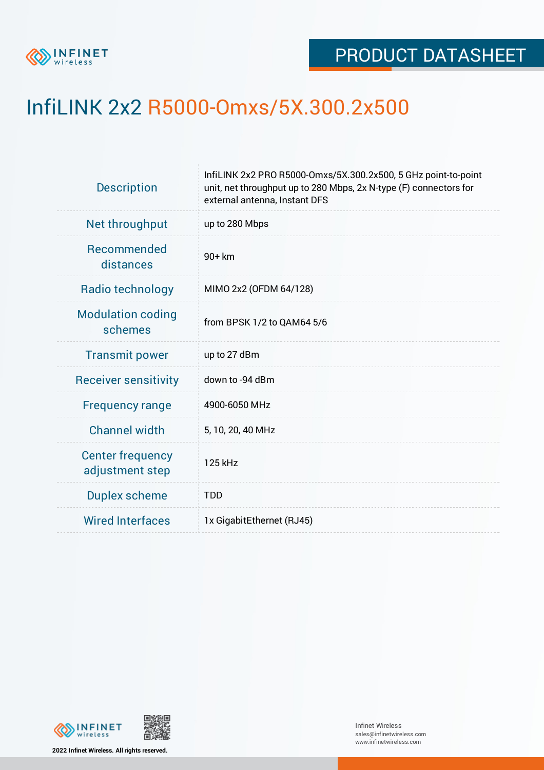# PRODUCT DATASHEET

# InfiLINK 2x2 R5000-Omxs/5X.300.2x500

| | |
|---|---|
| Description | InfiLINK 2x2 PRO R5000-Omxs/5X.300.2x500, 5 GHz point-to-point unit, net throughput up to 280 Mbps, 2x N-type (F) connectors for external antenna, Instant DFS |
| Net throughput | up to 280 Mbps |
| Recommended distances | 90+ km |
| Radio technology | MIMO 2x2 (OFDM 64/128) |
| Modulation coding schemes | from BPSK 1/2 to QAM64 5/6 |
| Transmit power | up to 27 dBm |
| Receiver sensitivity | down to -94 dBm |
| Frequency range | 4900-6050 MHz |
| Channel width | 5, 10, 20, 40 MHz |
| Center frequency adjustment step | 125 kHz |
| Duplex scheme | TDD |
| Wired Interfaces | 1x GigabitEthernet (RJ45) |

2022 Infinet Wireless. All rights reserved.

Infinet Wireless
sales@infinetwireless.com
www.infinetwireless.com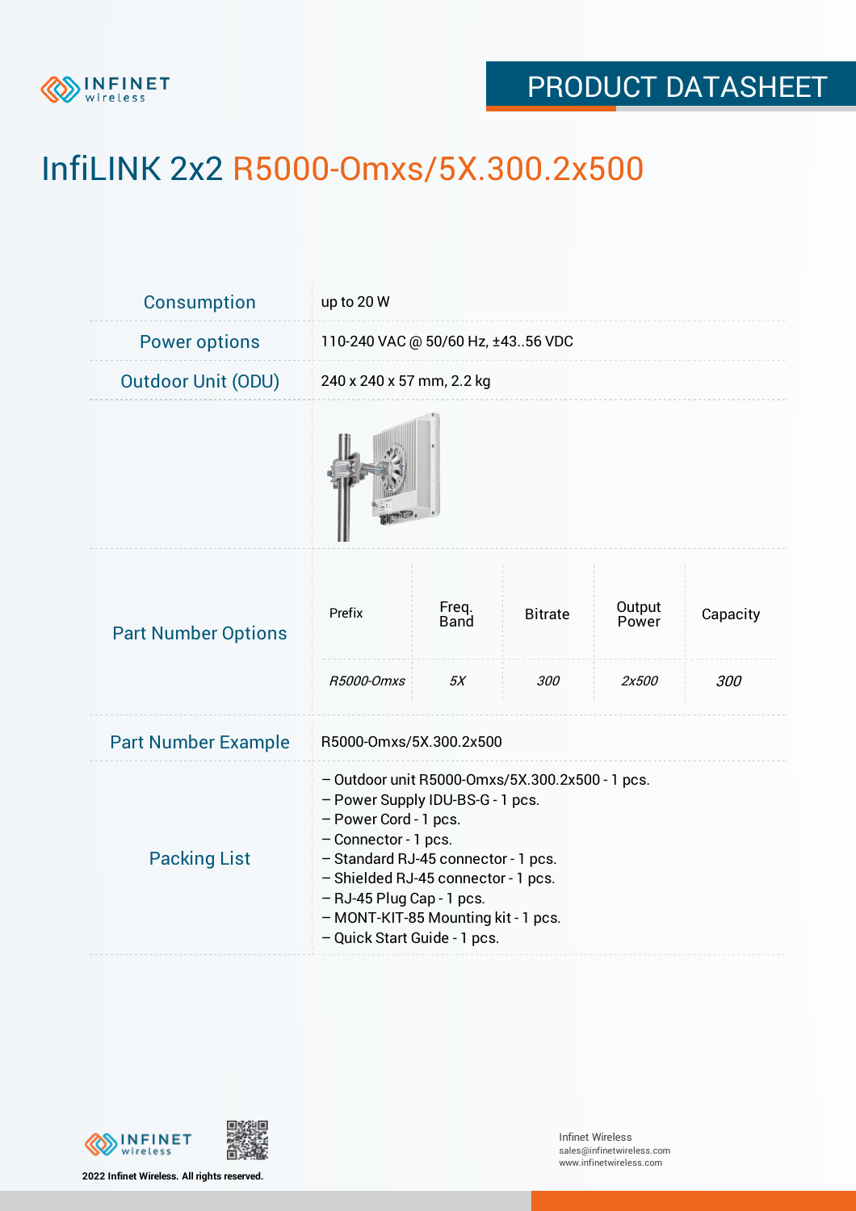# InfiLINK 2x2 R5000-Omxs/5X.300.2x500

| | |
|---|---|
| Consumption | up to 20 W |
| Power options | 110-240 VAC @ 50/60 Hz, ±43..56 VDC |
| Outdoor Unit (ODU) | 240 x 240 x 57 mm, 2.2 kg |

**Part Number Options**

| Prefix | Freq. Band | Bitrate | Output Power | Capacity |
|---|---|---|---|---|
| *R5000-Omxs* | *5X* | *300* | *2x500* | *300* |

**Part Number Example**

R5000-Omxs/5X.300.2x500

**Packing List**

- Outdoor unit R5000-Omxs/5X.300.2x500 - 1 pcs.
- Power Supply IDU-BS-G - 1 pcs.
- Power Cord - 1 pcs.
- Connector - 1 pcs.
- Standard RJ-45 connector - 1 pcs.
- Shielded RJ-45 connector - 1 pcs.
- RJ-45 Plug Cap - 1 pcs.
- MONT-KIT-85 Mounting kit - 1 pcs.
- Quick Start Guide - 1 pcs.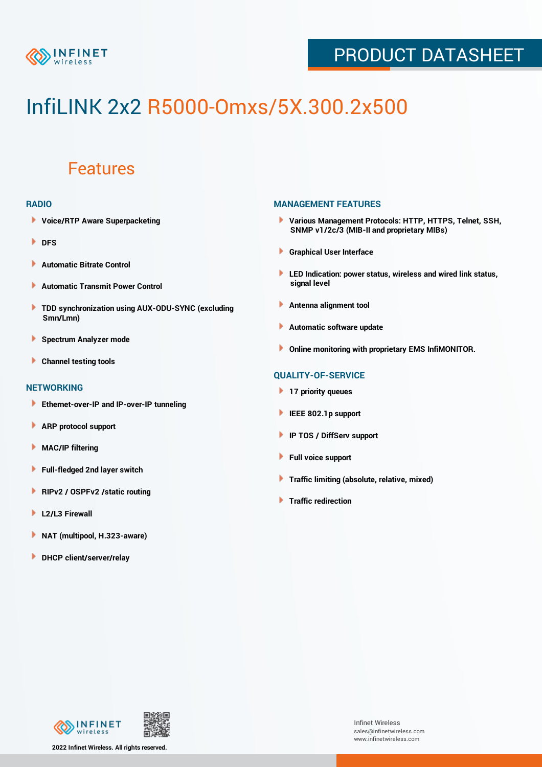# InfiLINK 2x2 R5000-Omxs/5X.300.2x500

## Features

### RADIO

- Voice/RTP Aware Superpacketing
- DFS
- Automatic Bitrate Control
- Automatic Transmit Power Control
- TDD synchronization using AUX-ODU-SYNC (excluding Smn/Lmn)
- Spectrum Analyzer mode
- Channel testing tools

### NETWORKING

- Ethernet-over-IP and IP-over-IP tunneling
- ARP protocol support
- MAC/IP filtering
- Full-fledged 2nd layer switch
- RIPv2 / OSPFv2 /static routing
- L2/L3 Firewall
- NAT (multipool, H.323-aware)
- DHCP client/server/relay

### MANAGEMENT FEATURES

- Various Management Protocols: HTTP, HTTPS, Telnet, SSH, SNMP v1/2c/3 (MIB-II and proprietary MIBs)
- Graphical User Interface
- LED Indication: power status, wireless and wired link status, signal level
- Antenna alignment tool
- Automatic software update
- Online monitoring with proprietary EMS InfiMONITOR.

### QUALITY-OF-SERVICE

- 17 priority queues
- IEEE 802.1p support
- IP TOS / DiffServ support
- Full voice support
- Traffic limiting (absolute, relative, mixed)
- Traffic redirection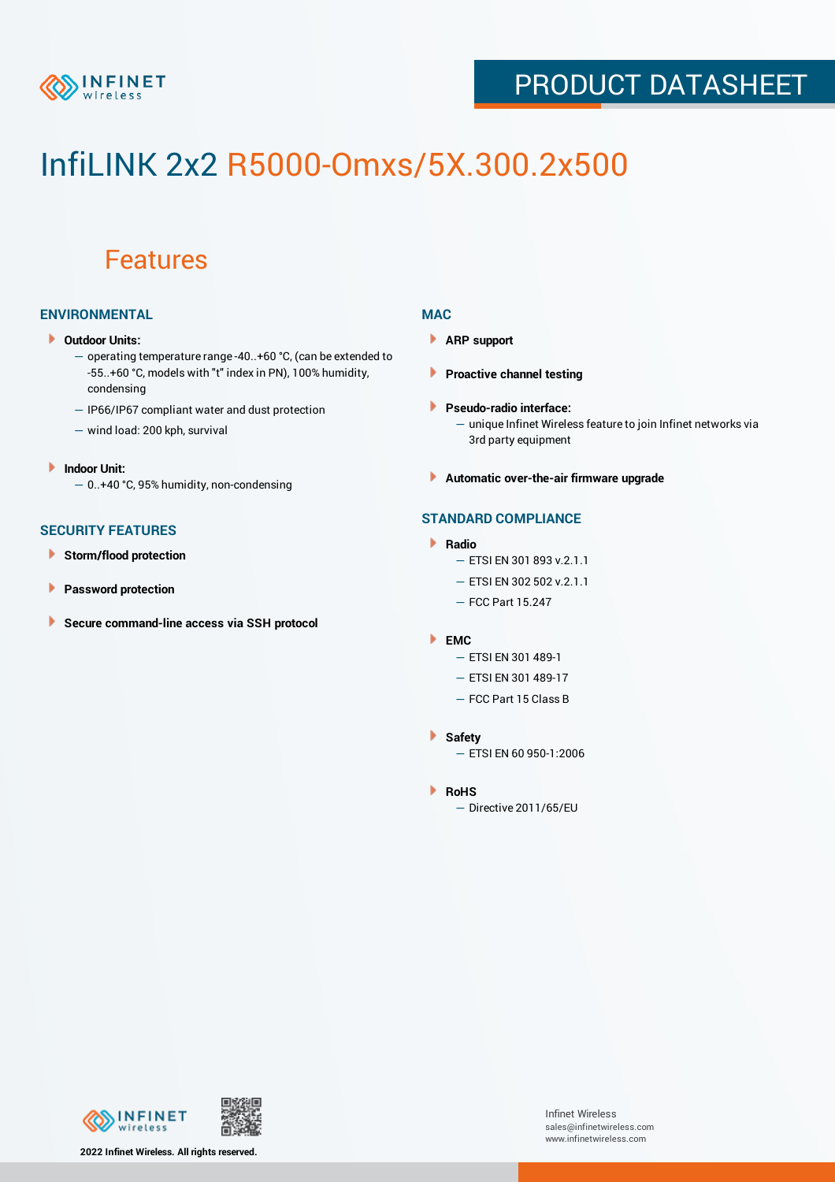# InfiLINK 2x2 R5000-Omxs/5X.300.2x500

## Features

### ENVIRONMENTAL

- **Outdoor Units:**
  - operating temperature range -40..+60 °C, (can be extended to -55..+60 °C, models with "t" index in PN), 100% humidity, condensing
  - IP66/IP67 compliant water and dust protection
  - wind load: 200 kph, survival
- **Indoor Unit:**
  - 0..+40 °C, 95% humidity, non-condensing

### SECURITY FEATURES

- **Storm/flood protection**
- **Password protection**
- **Secure command-line access via SSH protocol**

### MAC

- **ARP support**
- **Proactive channel testing**
- **Pseudo-radio interface:**
  - unique Infinet Wireless feature to join Infinet networks via 3rd party equipment
- **Automatic over-the-air firmware upgrade**

### STANDARD COMPLIANCE

- **Radio**
  - ETSI EN 301 893 v.2.1.1
  - ETSI EN 302 502 v.2.1.1
  - FCC Part 15.247
- **EMC**
  - ETSI EN 301 489-1
  - ETSI EN 301 489-17
  - FCC Part 15 Class B
- **Safety**
  - ETSI EN 60 950-1:2006
- **RoHS**
  - Directive 2011/65/EU

2022 Infinet Wireless. All rights reserved.

Infinet Wireless
sales@infinetwireless.com
www.infinetwireless.com